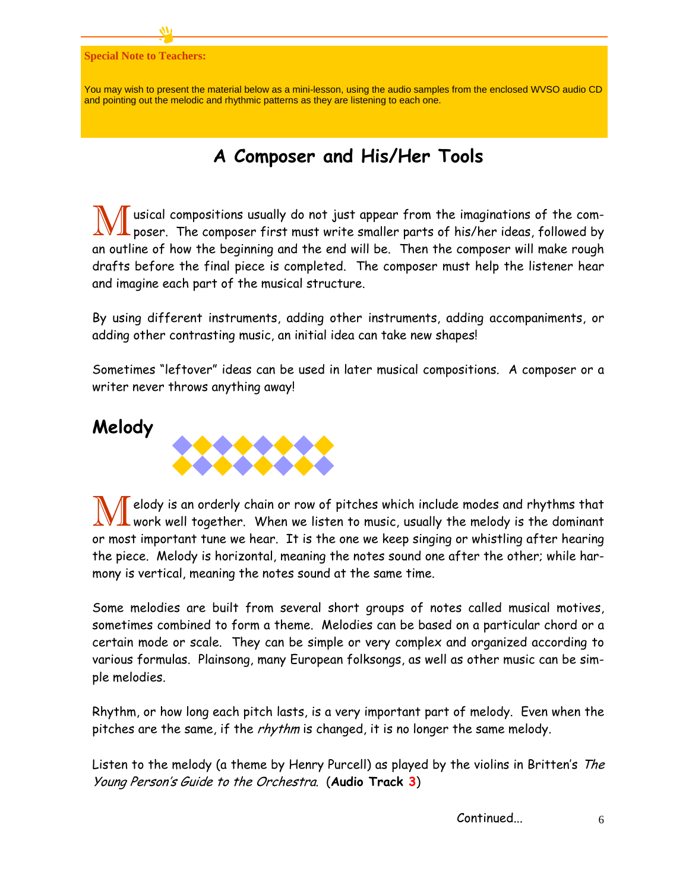**Special Note to Teachers:**

You may wish to present the material below as a mini-lesson, using the audio samples from the enclosed WVSO audio CD and pointing out the melodic and rhythmic patterns as they are listening to each one.

# A Composer and His/Her Tools

Musical compositions usually do not just appear from the imaginations of the composer. The composer first must write smaller parts of his/her ideas, followed by an outline of how the beginning and the end will be. Then the composer will make rough drafts before the final piece is completed. The composer must help the listener hear and imagine each part of the musical structure.

By using different instruments, adding other instruments, adding accompaniments, or adding other contrasting music, an initial idea can take new shapes!

Sometimes "leftover" ideas can be used in later musical compositions. A composer or a writer never throws anything away!

## Melody

Melody is an orderly chain or row of pitches which include modes and rhythms that work well together. When we listen to music, usually the melody is the dominant or most important tune we hear. It is the one we keep singing or whistling after hearing the piece. Melody is horizontal, meaning the notes sound one after the other; while harmony is vertical, meaning the notes sound at the same time.

Some melodies are built from several short groups of notes called musical motives, sometimes combined to form a theme. Melodies can be based on a particular chord or a certain mode or scale. They can be simple or very complex and organized according to various formulas. Plainsong, many European folksongs, as well as other music can be simple melodies.

Rhythm, or how long each pitch lasts, is a very important part of melody. Even when the pitches are the same, if the *rhythm* is changed, it is no longer the same melody.

Listen to the melody (a theme by Henry Purcell) as played by the violins in Britten's *The Young Person's Guide to the Orchestra*. (**Audio Track 3**)

Continued...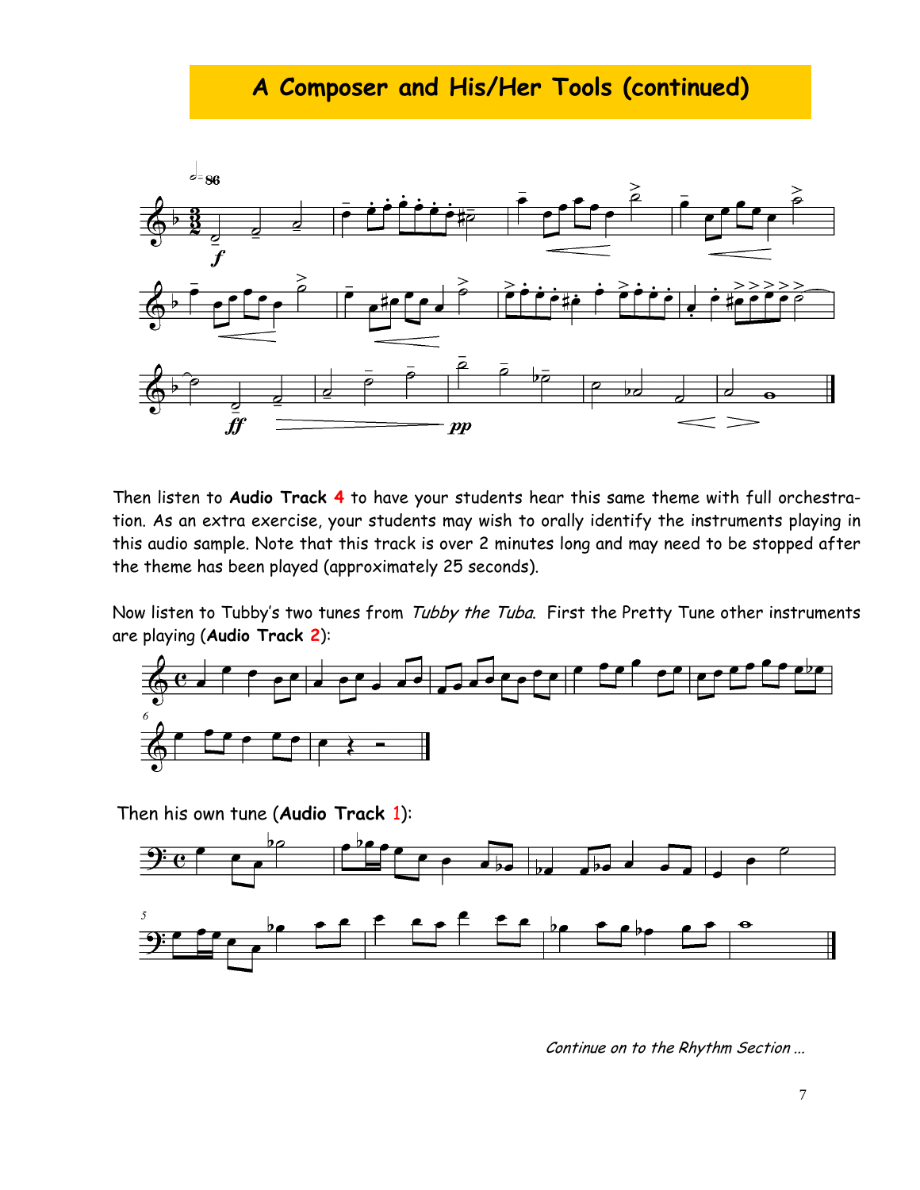## A Composer and His/Her Tools (continued)

Then listen to **Audio Track 4** to have your students hear this same theme with full orchestration. As an extra exercise, your students may wish to orally identify the instruments playing in this audio sample. Note that this track is over 2 minutes long and may need to be stopped after the theme has been played (approximately 25 seconds).

Now listen to Tubby's two tunes from *Tubby the Tuba*. First the Pretty Tune other instruments are playing (**Audio Track 2**):

Then his own tune (**Audio Track 1**):

*Continue on to the Rhythm Section ...*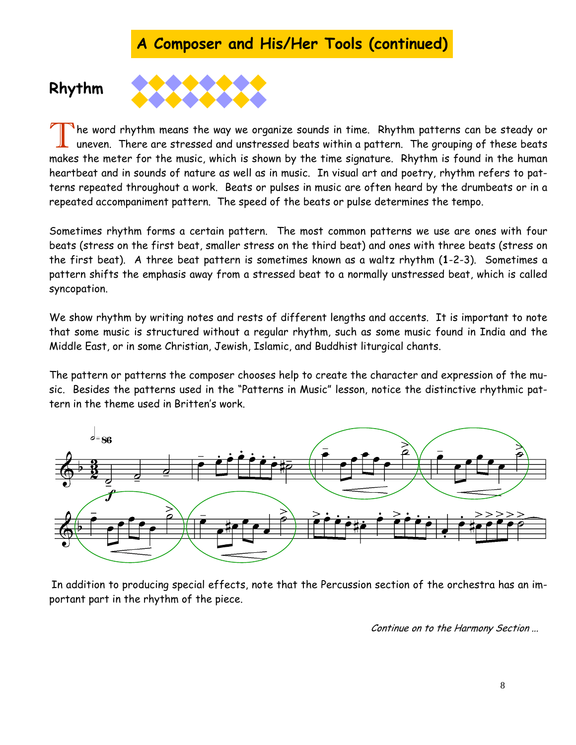## A Composer and His/Her Tools (continued)

## Rhythm

The word rhythm means the way we organize sounds in time. Rhythm patterns can be steady or uneven. There are stressed and unstressed beats within a pattern. The grouping of these beats makes the meter for the music, which is shown by the time signature. Rhythm is found in the human heartbeat and in sounds of nature as well as in music. In visual art and poetry, rhythm refers to patterns repeated throughout a work. Beats or pulses in music are often heard by the drumbeats or in a repeated accompaniment pattern. The speed of the beats or pulse determines the tempo.

Sometimes rhythm forms a certain pattern. The most common patterns we use are ones with four beats (stress on the first beat, smaller stress on the third beat) and ones with three beats (stress on the first beat). A three beat pattern is sometimes known as a waltz rhythm (**1**-2-3). Sometimes a pattern shifts the emphasis away from a stressed beat to a normally unstressed beat, which is called syncopation.

We show rhythm by writing notes and rests of different lengths and accents. It is important to note that some music is structured without a regular rhythm, such as some music found in India and the Middle East, or in some Christian, Jewish, Islamic, and Buddhist liturgical chants.

The pattern or patterns the composer chooses help to create the character and expression of the music. Besides the patterns used in the "Patterns in Music" lesson, notice the distinctive rhythmic pattern in the theme used in Britten's work.

In addition to producing special effects, note that the Percussion section of the orchestra has an important part in the rhythm of the piece.

*Continue on to the Harmony Section …*